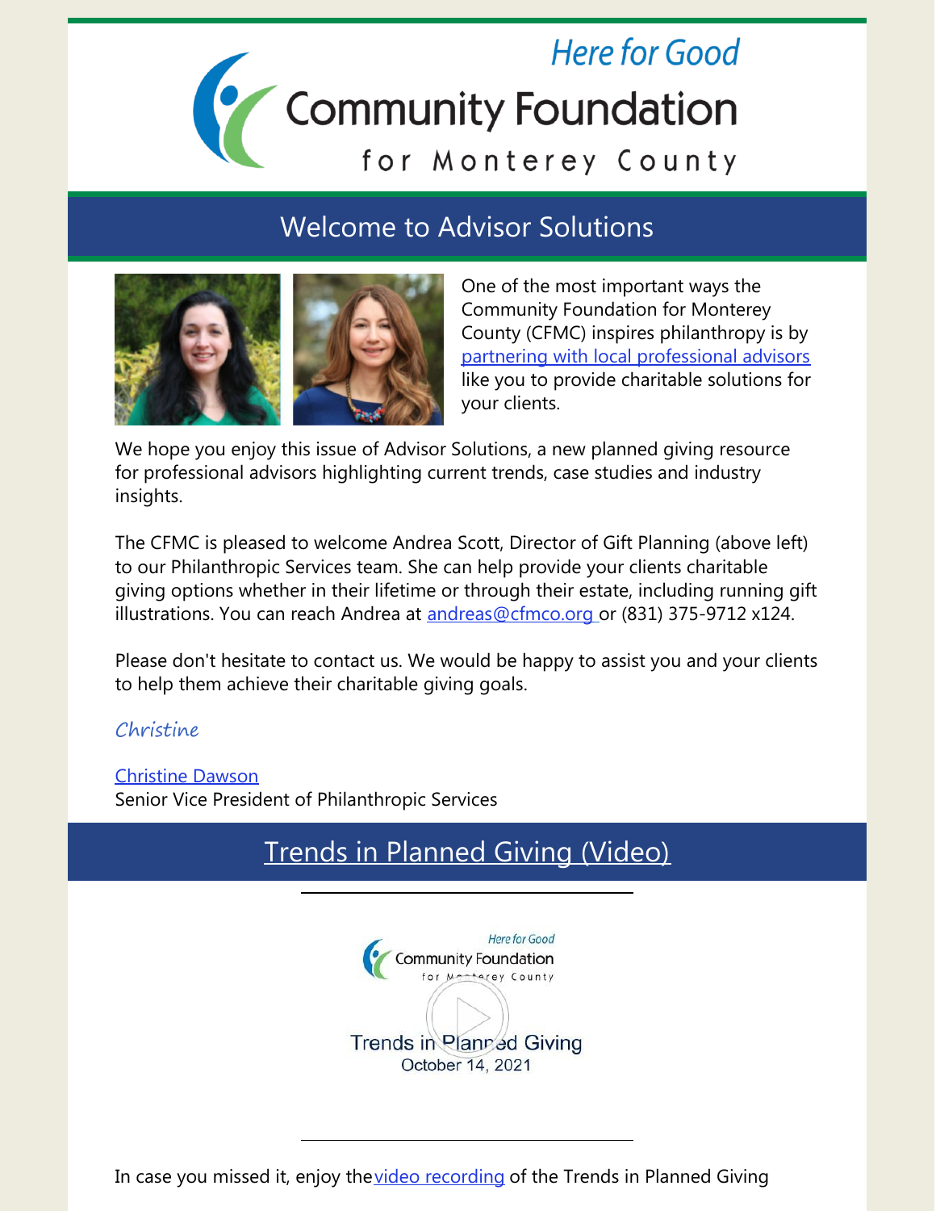Here for Good

Community Foundation for Monterey County

## Welcome to Advisor Solutions

One of the most important ways the Community Foundation for Monterey County (CFMC) inspires philanthropy is by partnering with local professional advisors like you to provide charitable solutions for your clients.

We hope you enjoy this issue of Advisor Solutions, a new planned giving resource for professional advisors highlighting current trends, case studies and industry insights.

The CFMC is pleased to welcome Andrea Scott, Director of Gift Planning (above left) to our Philanthropic Services team. She can help provide your clients charitable giving options whether in their lifetime or through their estate, including running gift illustrations. You can reach Andrea at andreas@cfmco.org or (831) 375-9712 x124.

Please don't hesitate to contact us. We would be happy to assist you and your clients to help them achieve their charitable giving goals.

*Christine*

Christine Dawson
Senior Vice President of Philanthropic Services

## Trends in Planned Giving (Video)

Here for Good
Community Foundation for Monterey County
Trends in Planned Giving
October 14, 2021

In case you missed it, enjoy the video recording of the Trends in Planned Giving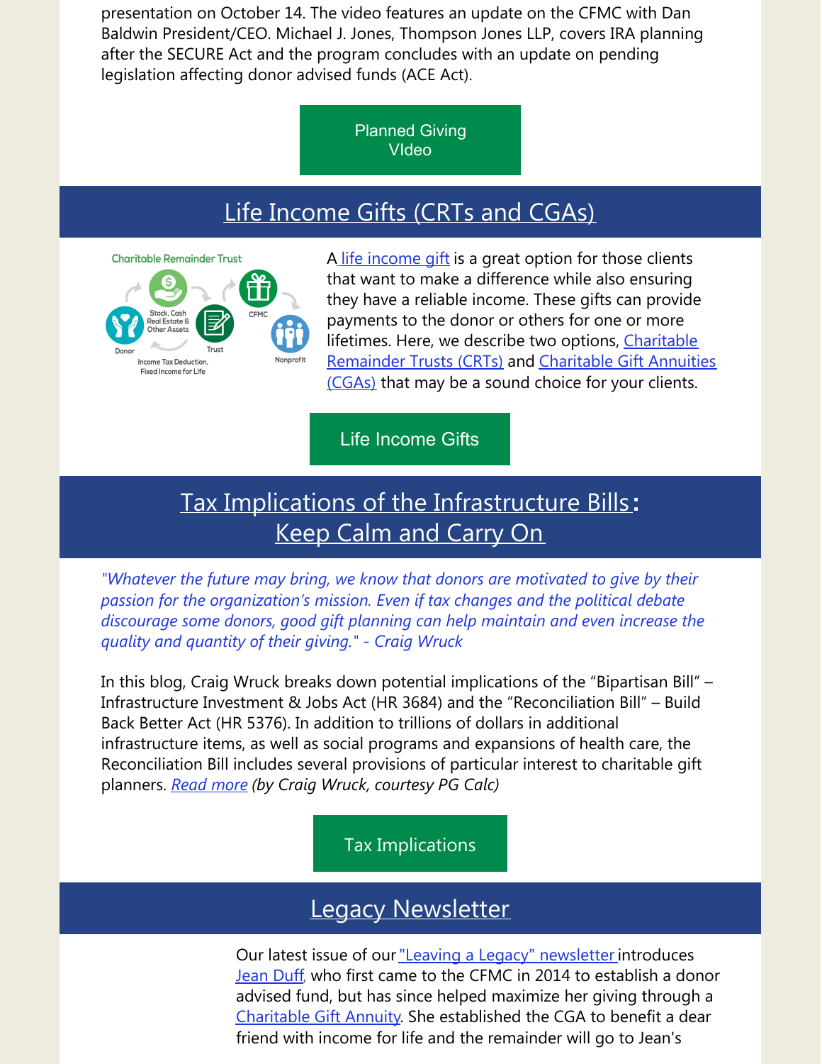presentation on October 14. The video features an update on the CFMC with Dan Baldwin President/CEO. Michael J. Jones, Thompson Jones LLP, covers IRA planning after the SECURE Act and the program concludes with an update on pending legislation affecting donor advised funds (ACE Act).

Planned Giving VIdeo

## Life Income Gifts (CRTs and CGAs)

Charitable Remainder Trust

Stock, Cash Real Estate & Other Assets

Donor

Trust

CFMC

Nonprofit

Income Tax Deduction, Fixed Income for Life

A life income gift is a great option for those clients that want to make a difference while also ensuring they have a reliable income. These gifts can provide payments to the donor or others for one or more lifetimes. Here, we describe two options, Charitable Remainder Trusts (CRTs) and Charitable Gift Annuities (CGAs) that may be a sound choice for your clients.

Life Income Gifts

## Tax Implications of the Infrastructure Bills: Keep Calm and Carry On

*"Whatever the future may bring, we know that donors are motivated to give by their passion for the organization's mission. Even if tax changes and the political debate discourage some donors, good gift planning can help maintain and even increase the quality and quantity of their giving." - Craig Wruck*

In this blog, Craig Wruck breaks down potential implications of the "Bipartisan Bill" – Infrastructure Investment & Jobs Act (HR 3684) and the "Reconciliation Bill" – Build Back Better Act (HR 5376). In addition to trillions of dollars in additional infrastructure items, as well as social programs and expansions of health care, the Reconciliation Bill includes several provisions of particular interest to charitable gift planners. *Read more (by Craig Wruck, courtesy PG Calc)*

Tax Implications

## Legacy Newsletter

Our latest issue of our "Leaving a Legacy" newsletter introduces Jean Duff, who first came to the CFMC in 2014 to establish a donor advised fund, but has since helped maximize her giving through a Charitable Gift Annuity. She established the CGA to benefit a dear friend with income for life and the remainder will go to Jean's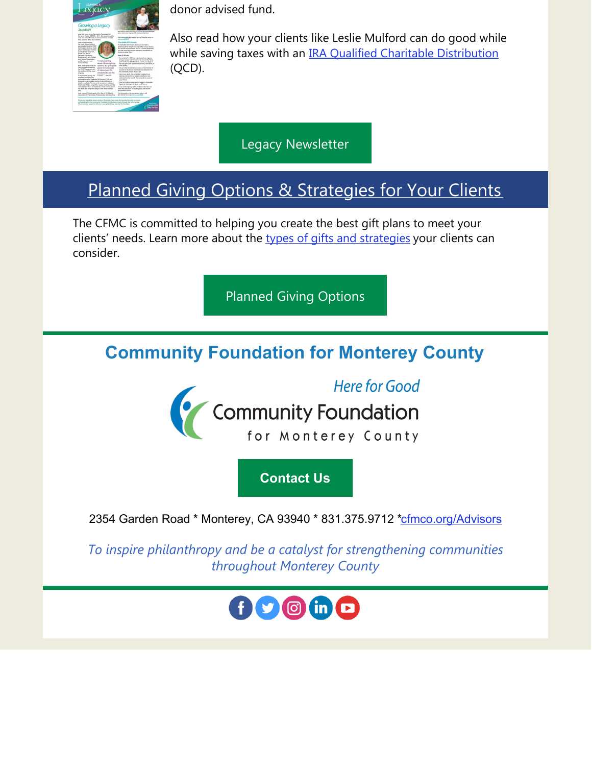donor advised fund.

Also read how your clients like Leslie Mulford can do good while while saving taxes with an IRA Qualified Charitable Distribution (QCD).

Legacy Newsletter

## Planned Giving Options & Strategies for Your Clients

The CFMC is committed to helping you create the best gift plans to meet your clients' needs. Learn more about the types of gifts and strategies your clients can consider.

Planned Giving Options

## Community Foundation for Monterey County

**Contact Us**

2354 Garden Road * Monterey, CA 93940 * 831.375.9712 *cfmco.org/Advisors

*To inspire philanthropy and be a catalyst for strengthening communities throughout Monterey County*